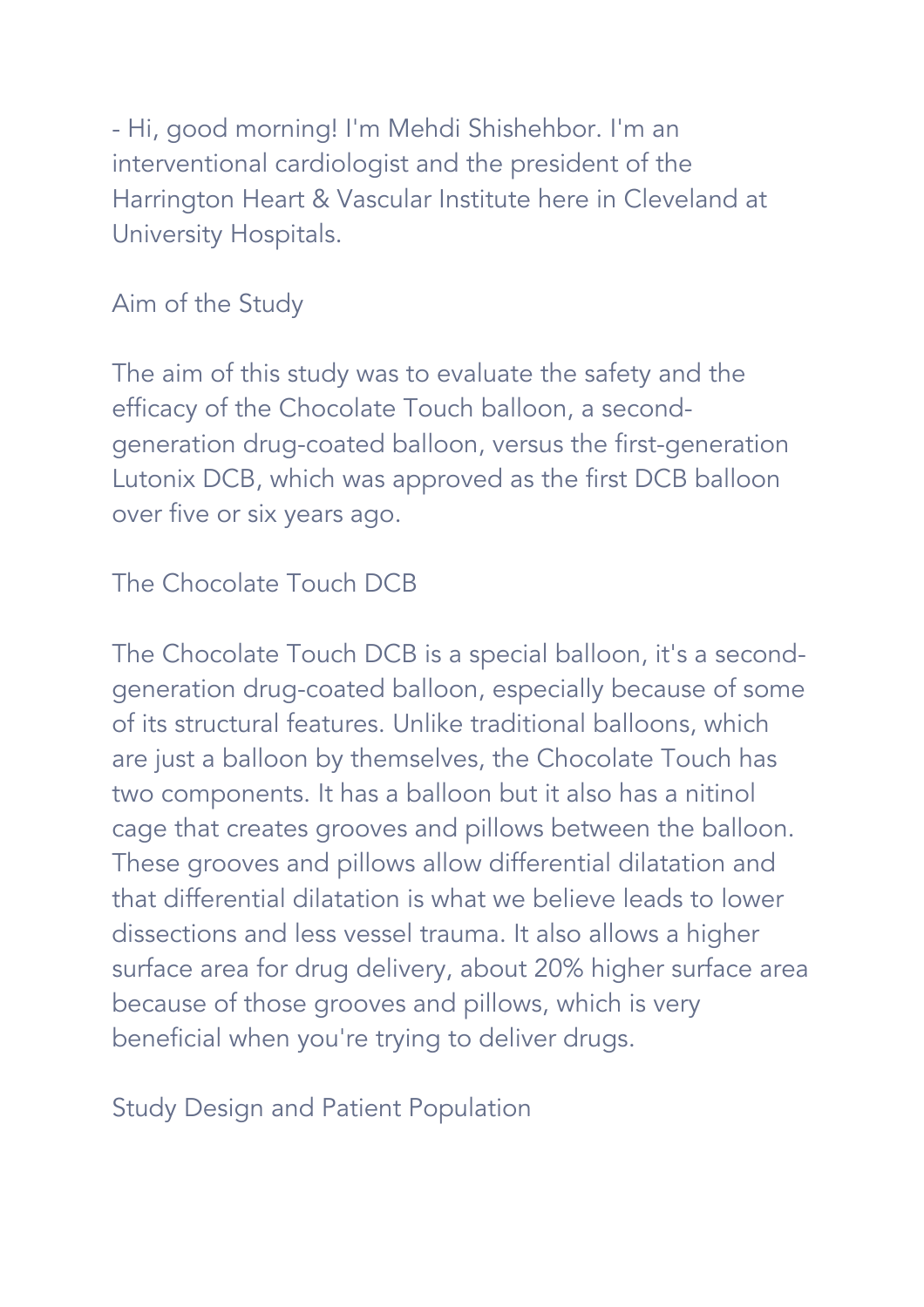- Hi, good morning! I'm Mehdi Shishehbor. I'm an interventional cardiologist and the president of the Harrington Heart & Vascular Institute here in Cleveland at University Hospitals.

## Aim of the Study

The aim of this study was to evaluate the safety and the efficacy of the Chocolate Touch balloon, a second-generation drug-coated balloon, versus the first-generation Lutonix DCB, which was approved as the first DCB balloon over five or six years ago.

## The Chocolate Touch DCB

The Chocolate Touch DCB is a special balloon, it's a second-generation drug-coated balloon, especially because of some of its structural features. Unlike traditional balloons, which are just a balloon by themselves, the Chocolate Touch has two components. It has a balloon but it also has a nitinol cage that creates grooves and pillows between the balloon. These grooves and pillows allow differential dilatation and that differential dilatation is what we believe leads to lower dissections and less vessel trauma. It also allows a higher surface area for drug delivery, about 20% higher surface area because of those grooves and pillows, which is very beneficial when you're trying to deliver drugs.

## Study Design and Patient Population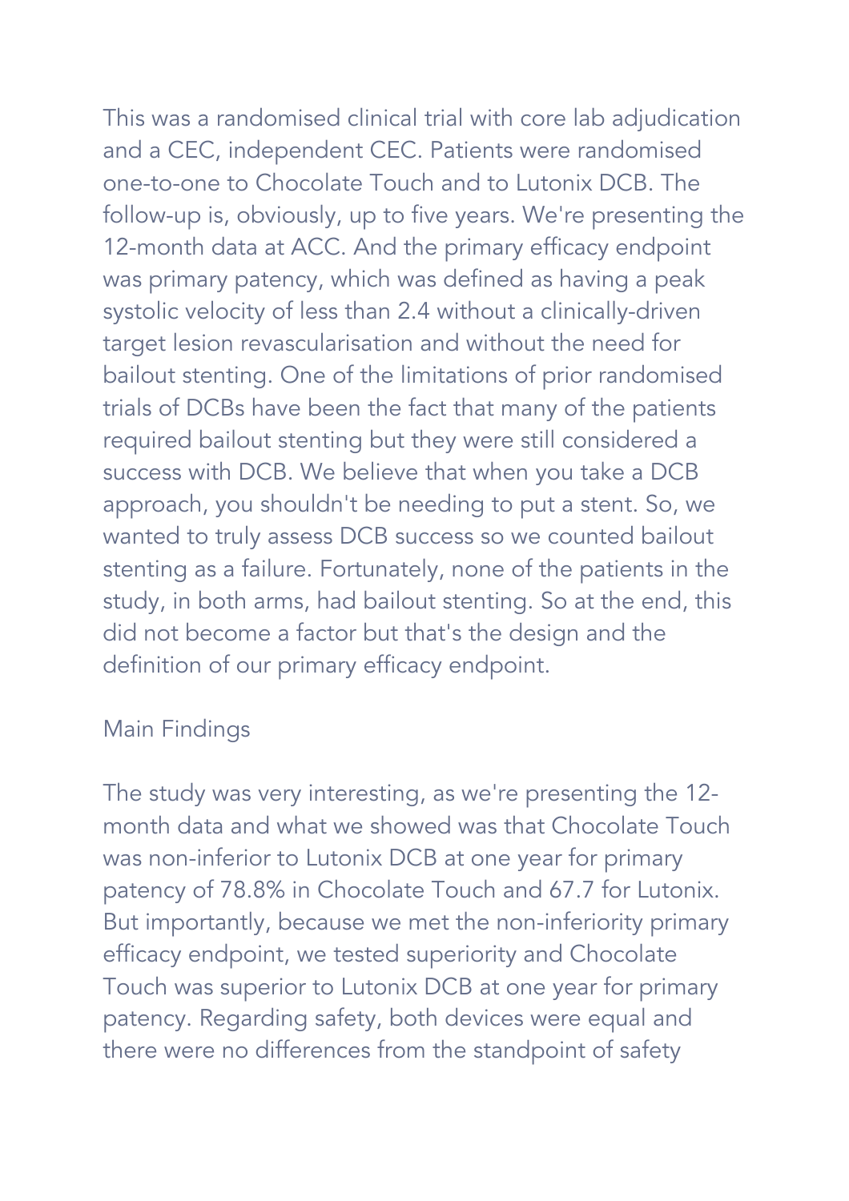This was a randomised clinical trial with core lab adjudication and a CEC, independent CEC. Patients were randomised one-to-one to Chocolate Touch and to Lutonix DCB. The follow-up is, obviously, up to five years. We're presenting the 12-month data at ACC. And the primary efficacy endpoint was primary patency, which was defined as having a peak systolic velocity of less than 2.4 without a clinically-driven target lesion revascularisation and without the need for bailout stenting. One of the limitations of prior randomised trials of DCBs have been the fact that many of the patients required bailout stenting but they were still considered a success with DCB. We believe that when you take a DCB approach, you shouldn't be needing to put a stent. So, we wanted to truly assess DCB success so we counted bailout stenting as a failure. Fortunately, none of the patients in the study, in both arms, had bailout stenting. So at the end, this did not become a factor but that's the design and the definition of our primary efficacy endpoint.

## Main Findings

The study was very interesting, as we're presenting the 12-month data and what we showed was that Chocolate Touch was non-inferior to Lutonix DCB at one year for primary patency of 78.8% in Chocolate Touch and 67.7 for Lutonix. But importantly, because we met the non-inferiority primary efficacy endpoint, we tested superiority and Chocolate Touch was superior to Lutonix DCB at one year for primary patency. Regarding safety, both devices were equal and there were no differences from the standpoint of safety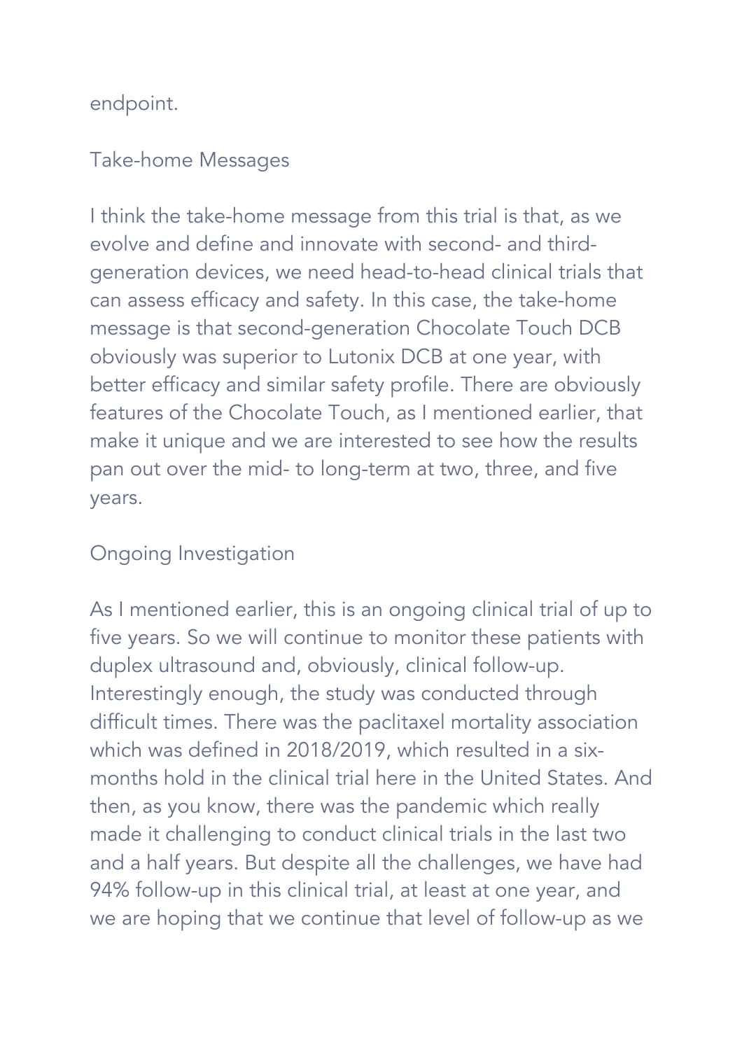endpoint.

## Take-home Messages

I think the take-home message from this trial is that, as we evolve and define and innovate with second- and third-generation devices, we need head-to-head clinical trials that can assess efficacy and safety. In this case, the take-home message is that second-generation Chocolate Touch DCB obviously was superior to Lutonix DCB at one year, with better efficacy and similar safety profile. There are obviously features of the Chocolate Touch, as I mentioned earlier, that make it unique and we are interested to see how the results pan out over the mid- to long-term at two, three, and five years.

## Ongoing Investigation

As I mentioned earlier, this is an ongoing clinical trial of up to five years. So we will continue to monitor these patients with duplex ultrasound and, obviously, clinical follow-up. Interestingly enough, the study was conducted through difficult times. There was the paclitaxel mortality association which was defined in 2018/2019, which resulted in a six-months hold in the clinical trial here in the United States. And then, as you know, there was the pandemic which really made it challenging to conduct clinical trials in the last two and a half years. But despite all the challenges, we have had 94% follow-up in this clinical trial, at least at one year, and we are hoping that we continue that level of follow-up as we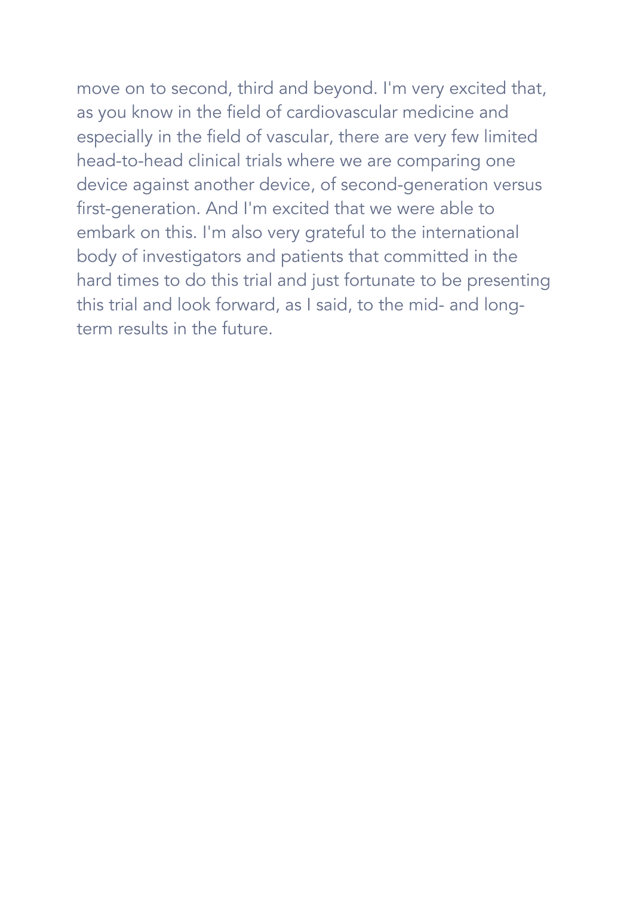move on to second, third and beyond. I'm very excited that, as you know in the field of cardiovascular medicine and especially in the field of vascular, there are very few limited head-to-head clinical trials where we are comparing one device against another device, of second-generation versus first-generation. And I'm excited that we were able to embark on this. I'm also very grateful to the international body of investigators and patients that committed in the hard times to do this trial and just fortunate to be presenting this trial and look forward, as I said, to the mid- and long-term results in the future.